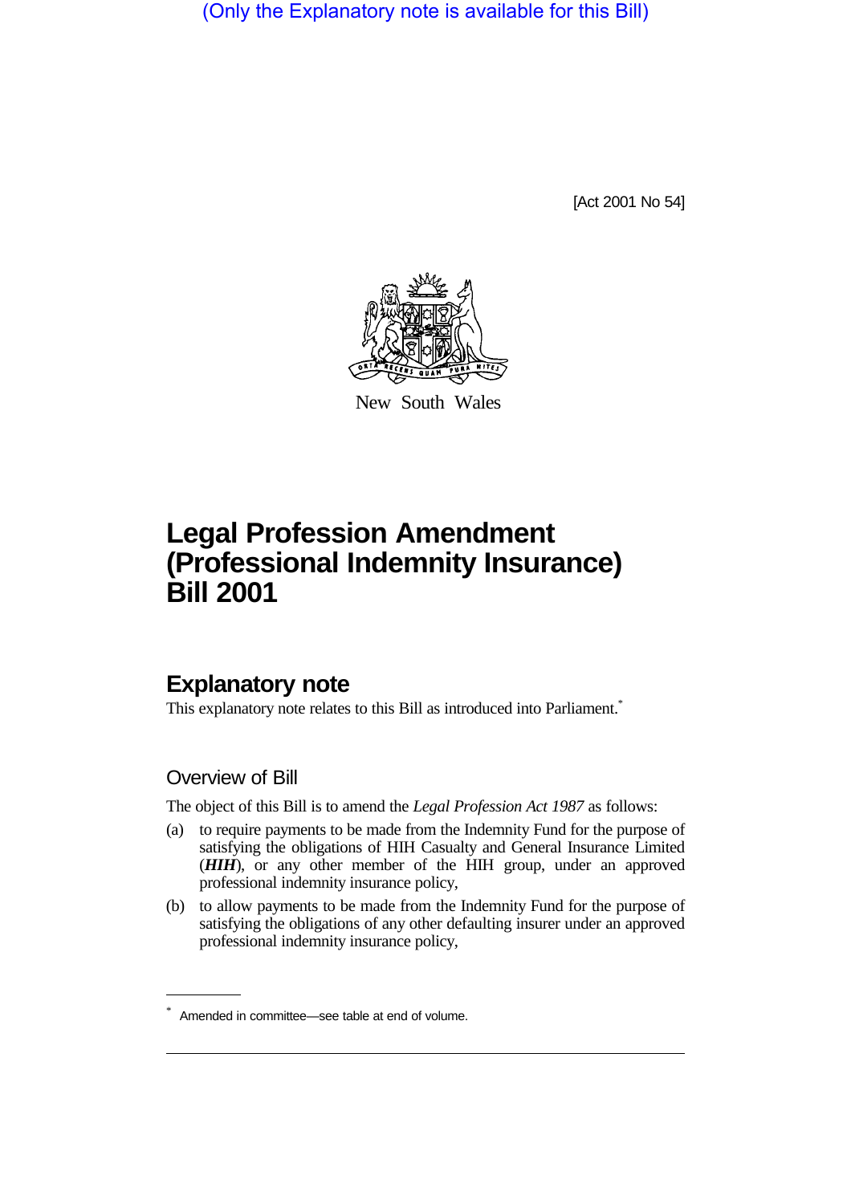(Only the Explanatory note is available for this Bill)

[Act 2001 No 54]

New South Wales

# Legal Profession Amendment (Professional Indemnity Insurance) Bill 2001

## Explanatory note

This explanatory note relates to this Bill as introduced into Parliament.*

### Overview of Bill

The object of this Bill is to amend the *Legal Profession Act 1987* as follows:

(a) to require payments to be made from the Indemnity Fund for the purpose of satisfying the obligations of HIH Casualty and General Insurance Limited (***HIH***), or any other member of the HIH group, under an approved professional indemnity insurance policy,

(b) to allow payments to be made from the Indemnity Fund for the purpose of satisfying the obligations of any other defaulting insurer under an approved professional indemnity insurance policy,

* Amended in committee—see table at end of volume.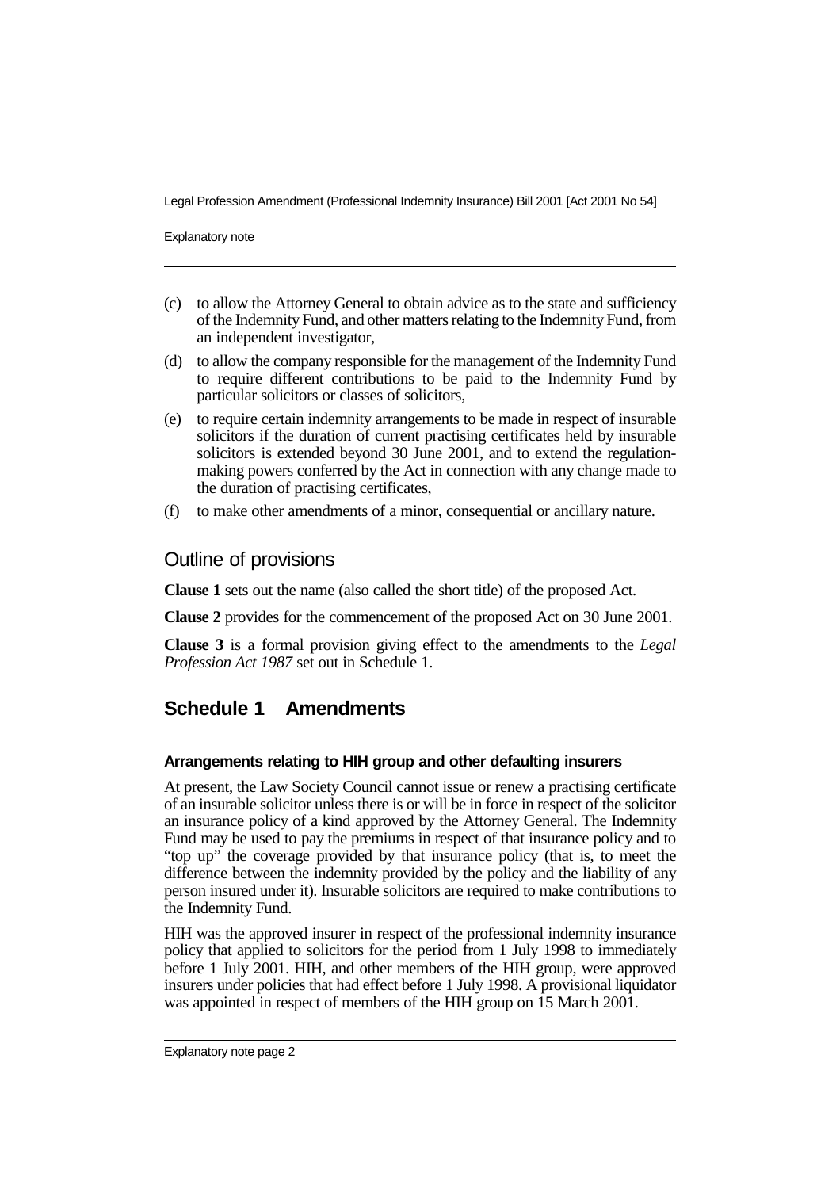(c) to allow the Attorney General to obtain advice as to the state and sufficiency of the Indemnity Fund, and other matters relating to the Indemnity Fund, from an independent investigator,

(d) to allow the company responsible for the management of the Indemnity Fund to require different contributions to be paid to the Indemnity Fund by particular solicitors or classes of solicitors,

(e) to require certain indemnity arrangements to be made in respect of insurable solicitors if the duration of current practising certificates held by insurable solicitors is extended beyond 30 June 2001, and to extend the regulation-making powers conferred by the Act in connection with any change made to the duration of practising certificates,

(f) to make other amendments of a minor, consequential or ancillary nature.

## Outline of provisions

**Clause 1** sets out the name (also called the short title) of the proposed Act.

**Clause 2** provides for the commencement of the proposed Act on 30 June 2001.

**Clause 3** is a formal provision giving effect to the amendments to the *Legal Profession Act 1987* set out in Schedule 1.

## Schedule 1 Amendments

#### Arrangements relating to HIH group and other defaulting insurers

At present, the Law Society Council cannot issue or renew a practising certificate of an insurable solicitor unless there is or will be in force in respect of the solicitor an insurance policy of a kind approved by the Attorney General. The Indemnity Fund may be used to pay the premiums in respect of that insurance policy and to "top up" the coverage provided by that insurance policy (that is, to meet the difference between the indemnity provided by the policy and the liability of any person insured under it). Insurable solicitors are required to make contributions to the Indemnity Fund.

HIH was the approved insurer in respect of the professional indemnity insurance policy that applied to solicitors for the period from 1 July 1998 to immediately before 1 July 2001. HIH, and other members of the HIH group, were approved insurers under policies that had effect before 1 July 1998. A provisional liquidator was appointed in respect of members of the HIH group on 15 March 2001.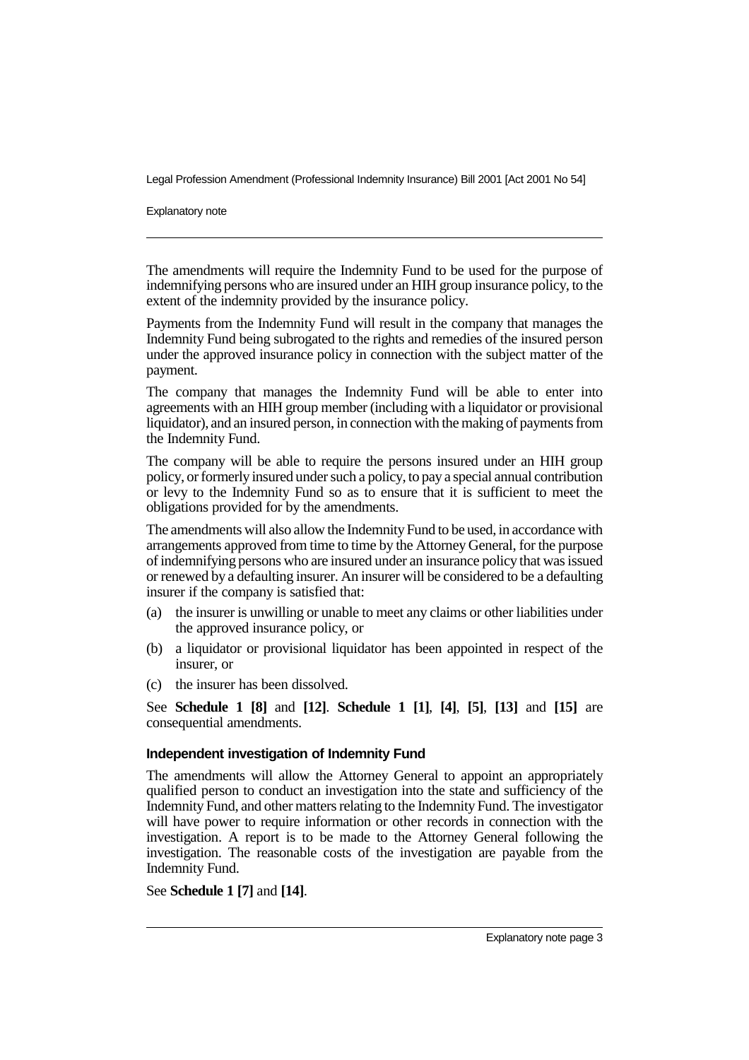The amendments will require the Indemnity Fund to be used for the purpose of indemnifying persons who are insured under an HIH group insurance policy, to the extent of the indemnity provided by the insurance policy.

Payments from the Indemnity Fund will result in the company that manages the Indemnity Fund being subrogated to the rights and remedies of the insured person under the approved insurance policy in connection with the subject matter of the payment.

The company that manages the Indemnity Fund will be able to enter into agreements with an HIH group member (including with a liquidator or provisional liquidator), and an insured person, in connection with the making of payments from the Indemnity Fund.

The company will be able to require the persons insured under an HIH group policy, or formerly insured under such a policy, to pay a special annual contribution or levy to the Indemnity Fund so as to ensure that it is sufficient to meet the obligations provided for by the amendments.

The amendments will also allow the Indemnity Fund to be used, in accordance with arrangements approved from time to time by the Attorney General, for the purpose of indemnifying persons who are insured under an insurance policy that was issued or renewed by a defaulting insurer. An insurer will be considered to be a defaulting insurer if the company is satisfied that:

(a) the insurer is unwilling or unable to meet any claims or other liabilities under the approved insurance policy, or

(b) a liquidator or provisional liquidator has been appointed in respect of the insurer, or

(c) the insurer has been dissolved.

See **Schedule 1 [8]** and **[12]**. **Schedule 1 [1]**, **[4]**, **[5]**, **[13]** and **[15]** are consequential amendments.

#### Independent investigation of Indemnity Fund

The amendments will allow the Attorney General to appoint an appropriately qualified person to conduct an investigation into the state and sufficiency of the Indemnity Fund, and other matters relating to the Indemnity Fund. The investigator will have power to require information or other records in connection with the investigation. A report is to be made to the Attorney General following the investigation. The reasonable costs of the investigation are payable from the Indemnity Fund.

See **Schedule 1 [7]** and **[14]**.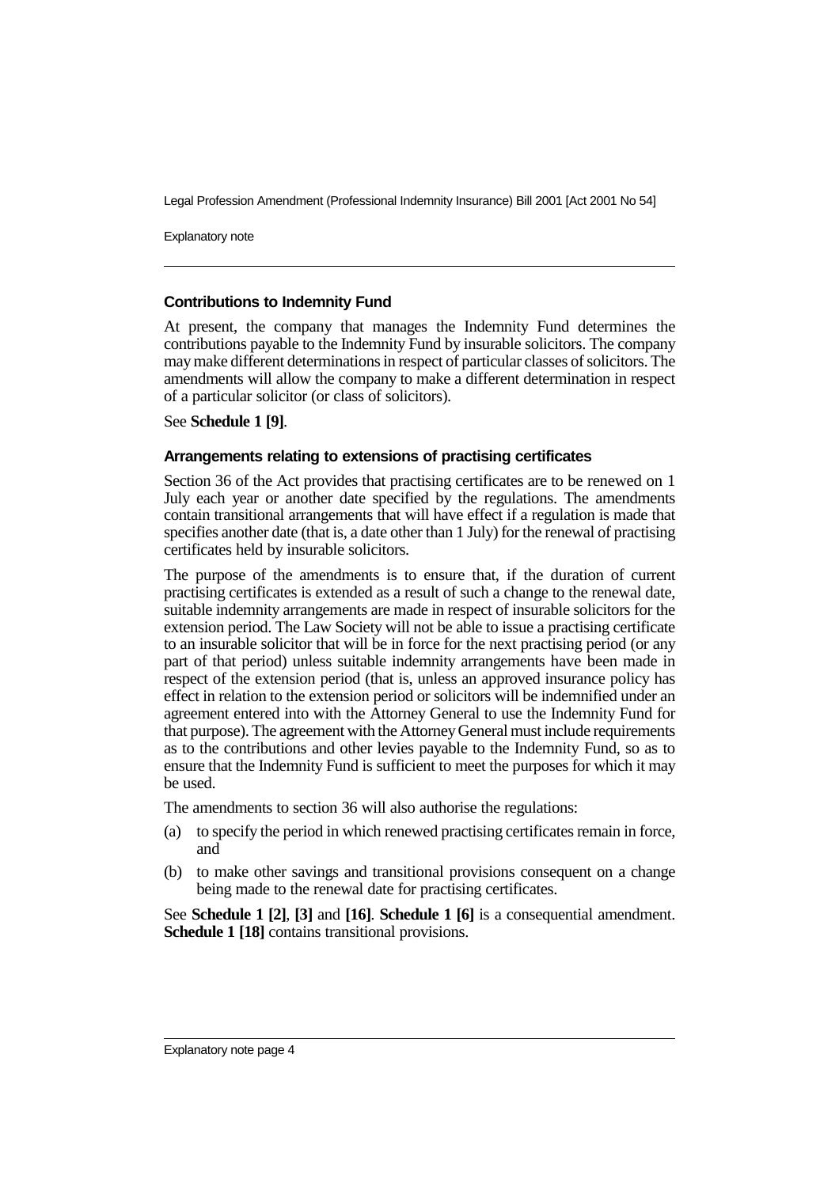### Contributions to Indemnity Fund

At present, the company that manages the Indemnity Fund determines the contributions payable to the Indemnity Fund by insurable solicitors. The company may make different determinations in respect of particular classes of solicitors. The amendments will allow the company to make a different determination in respect of a particular solicitor (or class of solicitors).

See **Schedule 1 [9]**.

### Arrangements relating to extensions of practising certificates

Section 36 of the Act provides that practising certificates are to be renewed on 1 July each year or another date specified by the regulations. The amendments contain transitional arrangements that will have effect if a regulation is made that specifies another date (that is, a date other than 1 July) for the renewal of practising certificates held by insurable solicitors.

The purpose of the amendments is to ensure that, if the duration of current practising certificates is extended as a result of such a change to the renewal date, suitable indemnity arrangements are made in respect of insurable solicitors for the extension period. The Law Society will not be able to issue a practising certificate to an insurable solicitor that will be in force for the next practising period (or any part of that period) unless suitable indemnity arrangements have been made in respect of the extension period (that is, unless an approved insurance policy has effect in relation to the extension period or solicitors will be indemnified under an agreement entered into with the Attorney General to use the Indemnity Fund for that purpose). The agreement with the Attorney General must include requirements as to the contributions and other levies payable to the Indemnity Fund, so as to ensure that the Indemnity Fund is sufficient to meet the purposes for which it may be used.

The amendments to section 36 will also authorise the regulations:

(a) to specify the period in which renewed practising certificates remain in force, and

(b) to make other savings and transitional provisions consequent on a change being made to the renewal date for practising certificates.

See **Schedule 1 [2]**, **[3]** and **[16]**. **Schedule 1 [6]** is a consequential amendment. **Schedule 1 [18]** contains transitional provisions.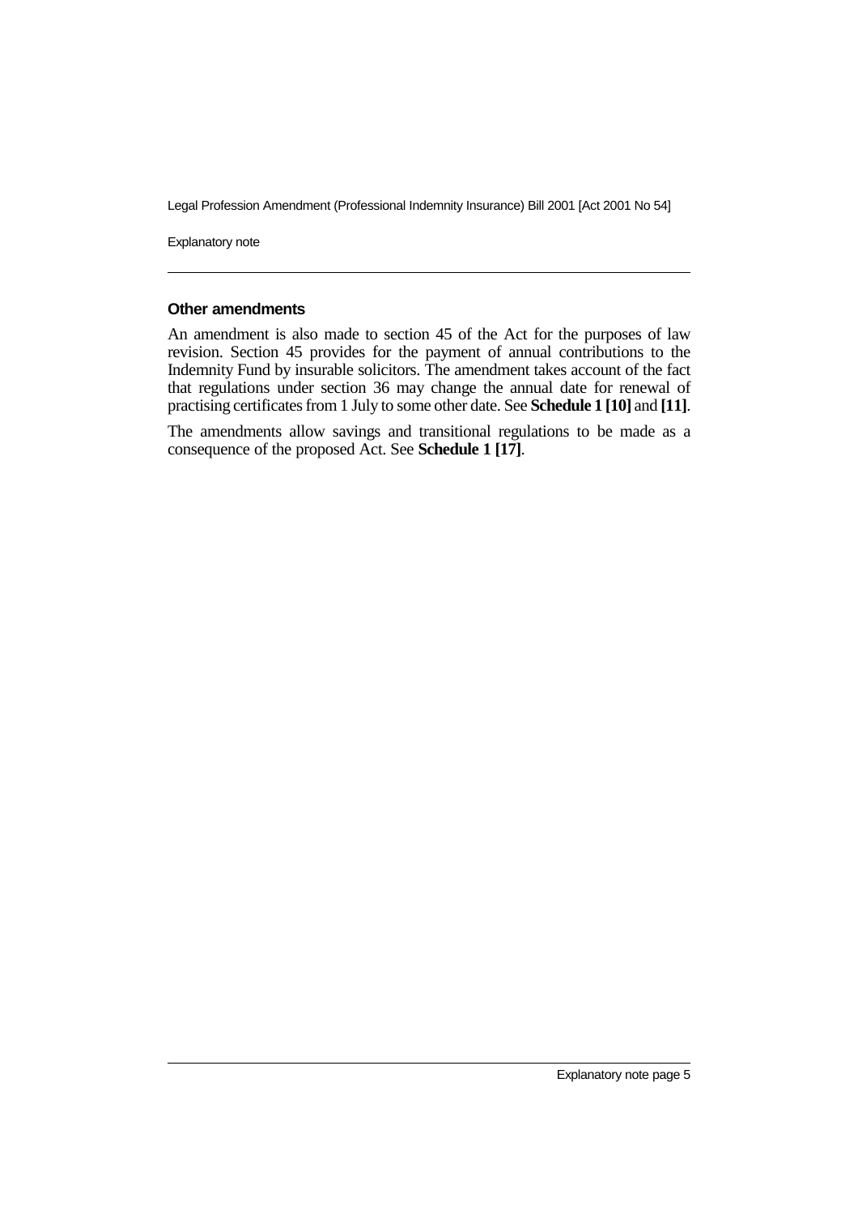#### Other amendments

An amendment is also made to section 45 of the Act for the purposes of law revision. Section 45 provides for the payment of annual contributions to the Indemnity Fund by insurable solicitors. The amendment takes account of the fact that regulations under section 36 may change the annual date for renewal of practising certificates from 1 July to some other date. See **Schedule 1 [10]** and **[11]**.

The amendments allow savings and transitional regulations to be made as a consequence of the proposed Act. See **Schedule 1 [17]**.